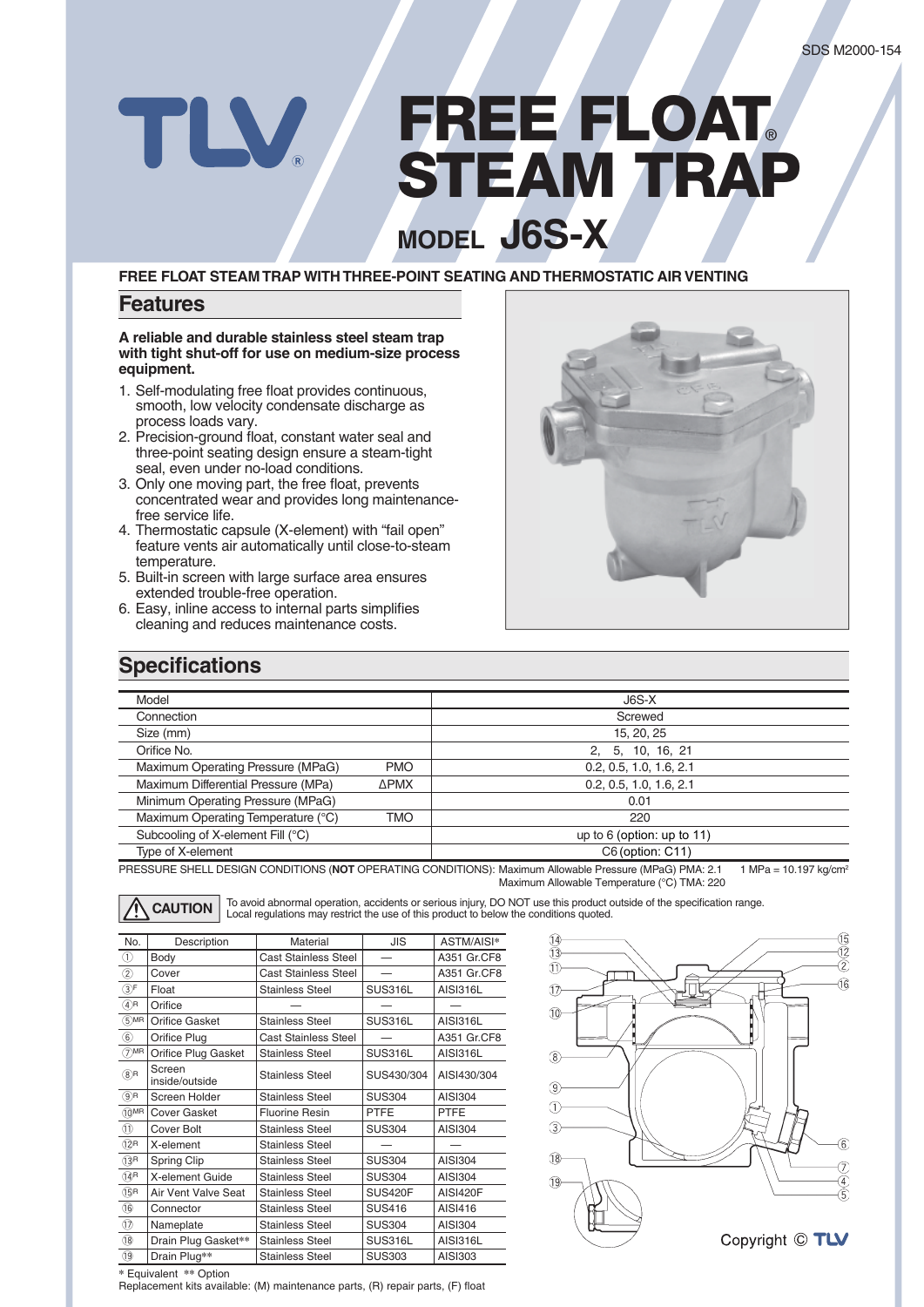SDS M2000-154

# FREE FLOAT® STEAM TRAP

## MODEL J6S-X

**FREE FLOAT STEAM TRAP WITH THREE-POINT SEATING AND THERMOSTATIC AIR VENTING**

## Features

**A reliable and durable stainless steel steam trap with tight shut-off for use on medium-size process equipment.**

1. Self-modulating free float provides continuous, smooth, low velocity condensate discharge as process loads vary.
2. Precision-ground float, constant water seal and three-point seating design ensure a steam-tight seal, even under no-load conditions.
3. Only one moving part, the free float, prevents concentrated wear and provides long maintenance-free service life.
4. Thermostatic capsule (X-element) with "fail open" feature vents air automatically until close-to-steam temperature.
5. Built-in screen with large surface area ensures extended trouble-free operation.
6. Easy, inline access to internal parts simplifies cleaning and reduces maintenance costs.

## Specifications

| Model | | J6S-X |
|---|---|---|
| Connection | | Screwed |
| Size (mm) | | 15, 20, 25 |
| Orifice No. | | 2, 5, 10, 16, 21 |
| Maximum Operating Pressure (MPaG) | PMO | 0.2, 0.5, 1.0, 1.6, 2.1 |
| Maximum Differential Pressure (MPa) | ΔPMX | 0.2, 0.5, 1.0, 1.6, 2.1 |
| Minimum Operating Pressure (MPaG) | | 0.01 |
| Maximum Operating Temperature (°C) | TMO | 220 |
| Subcooling of X-element Fill (°C) | | up to 6 (option: up to 11) |
| Type of X-element | | C6 (option: C11) |

PRESSURE SHELL DESIGN CONDITIONS (**NOT** OPERATING CONDITIONS): Maximum Allowable Pressure (MPaG) PMA: 2.1 Maximum Allowable Temperature (°C) TMA: 220

1 MPa = 10.197 kg/cm²

**⚠ CAUTION** To avoid abnormal operation, accidents or serious injury, DO NOT use this product outside of the specification range. Local regulations may restrict the use of this product to below the conditions quoted.

| No. | Description | Material | JIS | ASTM/AISI* |
|---|---|---|---|---|
| 1 | Body | Cast Stainless Steel | — | A351 Gr.CF8 |
| 2 | Cover | Cast Stainless Steel | — | A351 Gr.CF8 |
| 3F | Float | Stainless Steel | SUS316L | AISI316L |
| 4R | Orifice | — | — | — |
| 5MR | Orifice Gasket | Stainless Steel | SUS316L | AISI316L |
| 6 | Orifice Plug | Cast Stainless Steel | — | A351 Gr.CF8 |
| 7MR | Orifice Plug Gasket | Stainless Steel | SUS316L | AISI316L |
| 8R | Screen inside/outside | Stainless Steel | SUS430/304 | AISI430/304 |
| 9R | Screen Holder | Stainless Steel | SUS304 | AISI304 |
| 10MR | Cover Gasket | Fluorine Resin | PTFE | PTFE |
| 11 | Cover Bolt | Stainless Steel | SUS304 | AISI304 |
| 12R | X-element | Stainless Steel | — | — |
| 13R | Spring Clip | Stainless Steel | SUS304 | AISI304 |
| 14R | X-element Guide | Stainless Steel | SUS304 | AISI304 |
| 15R | Air Vent Valve Seat | Stainless Steel | SUS420F | AISI420F |
| 16 | Connector | Stainless Steel | SUS416 | AISI416 |
| 17 | Nameplate | Stainless Steel | SUS304 | AISI304 |
| 18 | Drain Plug Gasket** | Stainless Steel | SUS316L | AISI316L |
| 19 | Drain Plug** | Stainless Steel | SUS303 | AISI303 |

\* Equivalent ** Option

Replacement kits available: (M) maintenance parts, (R) repair parts, (F) float

Copyright © TLV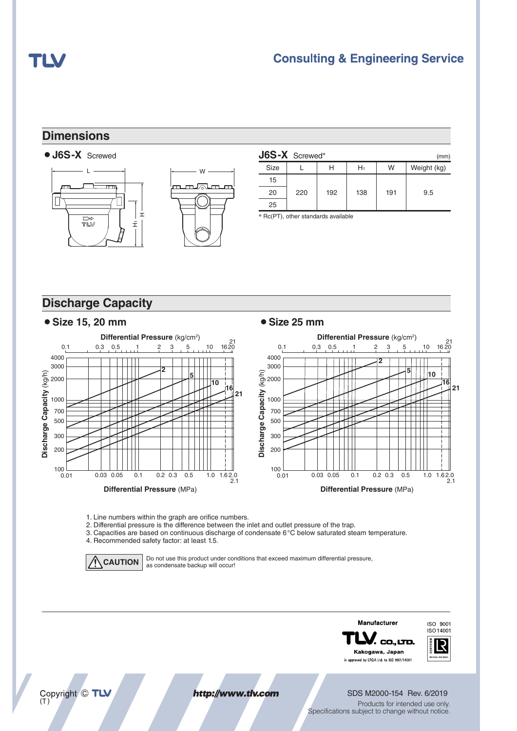## Dimensions

- **J6S-X** Screwed

L

W

H

$H_1$

**J6S-X** Screwed* (mm)

| Size | L | H | $H_1$ | W | Weight (kg) |
|---|---|---|---|---|---|
| 15 | 220 | 192 | 138 | 191 | 9.5 |
| 20 | | | | | |
| 25 | | | | | |

* Rc(PT), other standards available

## Discharge Capacity

- **Size 15, 20 mm**

**Differential Pressure** (kg/cm²)

0.1 0.3 0.5 1 2 3 5 10 16 20 21

**Discharge Capacity** (kg/h)

4000 3000 2000 1000 700 500 300 200 100

2 5 10 16 21

0.01 0.03 0.05 0.1 0.2 0.3 0.5 1.0 1.6 2.0 2.1

**Differential Pressure** (MPa)

- **Size 25 mm**

**Differential Pressure** (kg/cm²)

0.1 0.3 0.5 1 2 3 5 10 16 20 21

**Discharge Capacity** (kg/h)

4000 3000 2000 1000 700 500 300 200 100

2 5 10 16 21

0.01 0.03 0.05 0.1 0.2 0.3 0.5 1.0 1.6 2.0 2.1

**Differential Pressure** (MPa)

1. Line numbers within the graph are orifice numbers.
2. Differential pressure is the difference between the inlet and outlet pressure of the trap.
3. Capacities are based on continuous discharge of condensate 6°C below saturated steam temperature.
4. Recommended safety factor: at least 1.5.

**CAUTION** Do not use this product under conditions that exceed maximum differential pressure, as condensate backup will occur!

Manufacturer

TLV. CO., LTD.

Kakogawa, Japan

is approved by LRQA Ltd. to ISO 9001/14001

ISO 9001

ISO 14001

Copyright © TLV (T)

http://www.tlv.com

SDS M2000-154 Rev. 6/2019

Products for intended use only.

Specifications subject to change without notice.